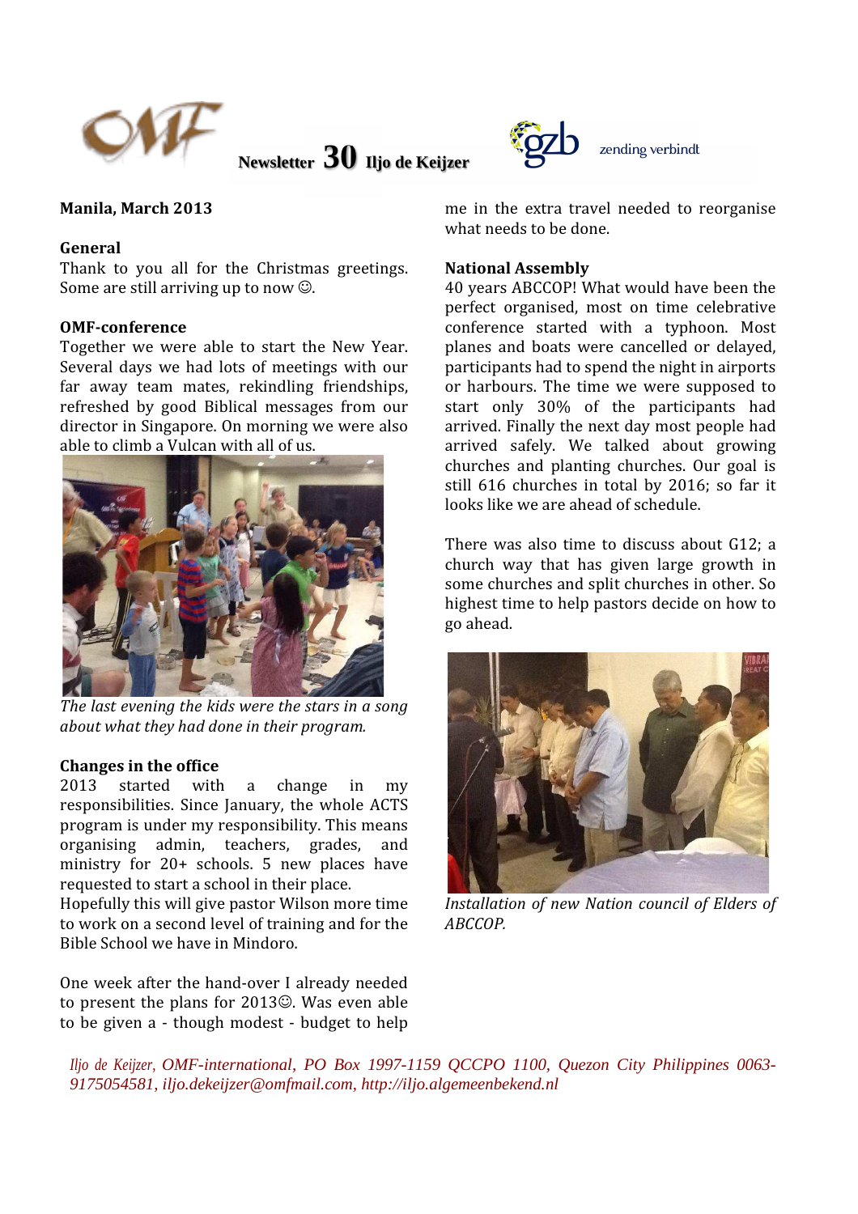Newsletter **30** Iljo de Keijzer

zending verbindt

**Manila, March 2013**

## General

Thank to you all for the Christmas greetings. Some are still arriving up to now ☺.

## OMF-conference

Together we were able to start the New Year. Several days we had lots of meetings with our far away team mates, rekindling friendships, refreshed by good Biblical messages from our director in Singapore. On morning we were also able to climb a Vulcan with all of us.

*The last evening the kids were the stars in a song about what they had done in their program.*

## Changes in the office

2013 started with a change in my responsibilities. Since January, the whole ACTS program is under my responsibility. This means organising admin, teachers, grades, and ministry for 20+ schools. 5 new places have requested to start a school in their place.

Hopefully this will give pastor Wilson more time to work on a second level of training and for the Bible School we have in Mindoro.

One week after the hand-over I already needed to present the plans for 2013☺. Was even able to be given a - though modest - budget to help me in the extra travel needed to reorganise what needs to be done.

## National Assembly

40 years ABCCOP! What would have been the perfect organised, most on time celebrative conference started with a typhoon. Most planes and boats were cancelled or delayed, participants had to spend the night in airports or harbours. The time we were supposed to start only 30% of the participants had arrived. Finally the next day most people had arrived safely. We talked about growing churches and planting churches. Our goal is still 616 churches in total by 2016; so far it looks like we are ahead of schedule.

There was also time to discuss about G12; a church way that has given large growth in some churches and split churches in other. So highest time to help pastors decide on how to go ahead.

*Installation of new Nation council of Elders of ABCCOP.*

*Iljo de Keijzer, OMF-international, PO Box 1997-1159 QCCPO 1100, Quezon City Philippines 0063-9175054581, iljo.dekeijzer@omfmail.com, http://iljo.algemeenbekend.nl*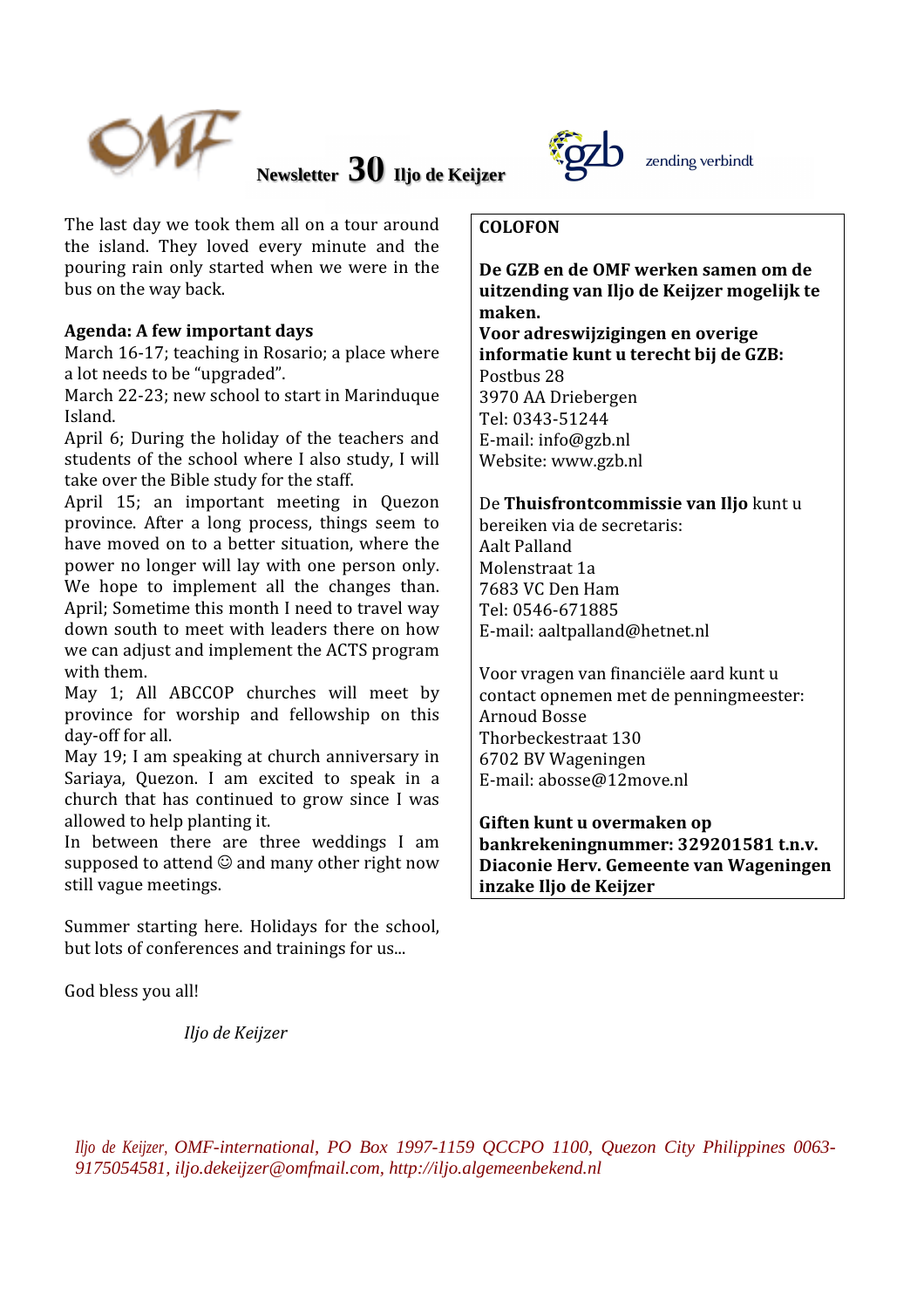Newsletter **30** Iljo de Keijzer

zending verbindt

The last day we took them all on a tour around the island. They loved every minute and the pouring rain only started when we were in the bus on the way back.

**Agenda: A few important days**

March 16-17; teaching in Rosario; a place where a lot needs to be "upgraded".

March 22-23; new school to start in Marinduque Island.

April 6; During the holiday of the teachers and students of the school where I also study, I will take over the Bible study for the staff.

April 15; an important meeting in Quezon province. After a long process, things seem to have moved on to a better situation, where the power no longer will lay with one person only. We hope to implement all the changes than.

April; Sometime this month I need to travel way down south to meet with leaders there on how we can adjust and implement the ACTS program with them.

May 1; All ABCCOP churches will meet by province for worship and fellowship on this day-off for all.

May 19; I am speaking at church anniversary in Sariaya, Quezon. I am excited to speak in a church that has continued to grow since I was allowed to help planting it.

In between there are three weddings I am supposed to attend ☺ and many other right now still vague meetings.

Summer starting here. Holidays for the school, but lots of conferences and trainings for us...

God bless you all!

*Iljo de Keijzer*

**COLOFON**

**De GZB en de OMF werken samen om de uitzending van Iljo de Keijzer mogelijk te maken.**
**Voor adreswijzigingen en overige informatie kunt u terecht bij de GZB:**
Postbus 28
3970 AA Driebergen
Tel: 0343-51244
E-mail: info@gzb.nl
Website: www.gzb.nl

De **Thuisfrontcommissie van Iljo** kunt u bereiken via de secretaris:
Aalt Palland
Molenstraat 1a
7683 VC Den Ham
Tel: 0546-671885
E-mail: aaltpalland@hetnet.nl

Voor vragen van financiële aard kunt u contact opnemen met de penningmeester:
Arnoud Bosse
Thorbeckestraat 130
6702 BV Wageningen
E-mail: abosse@12move.nl

**Giften kunt u overmaken op bankrekeningnummer: 329201581 t.n.v. Diaconie Herv. Gemeente van Wageningen inzake Iljo de Keijzer**

*Iljo de Keijzer, OMF-international, PO Box 1997-1159 QCCPO 1100, Quezon City Philippines 0063-9175054581, iljo.dekeijzer@omfmail.com, http://iljo.algemeenbekend.nl*